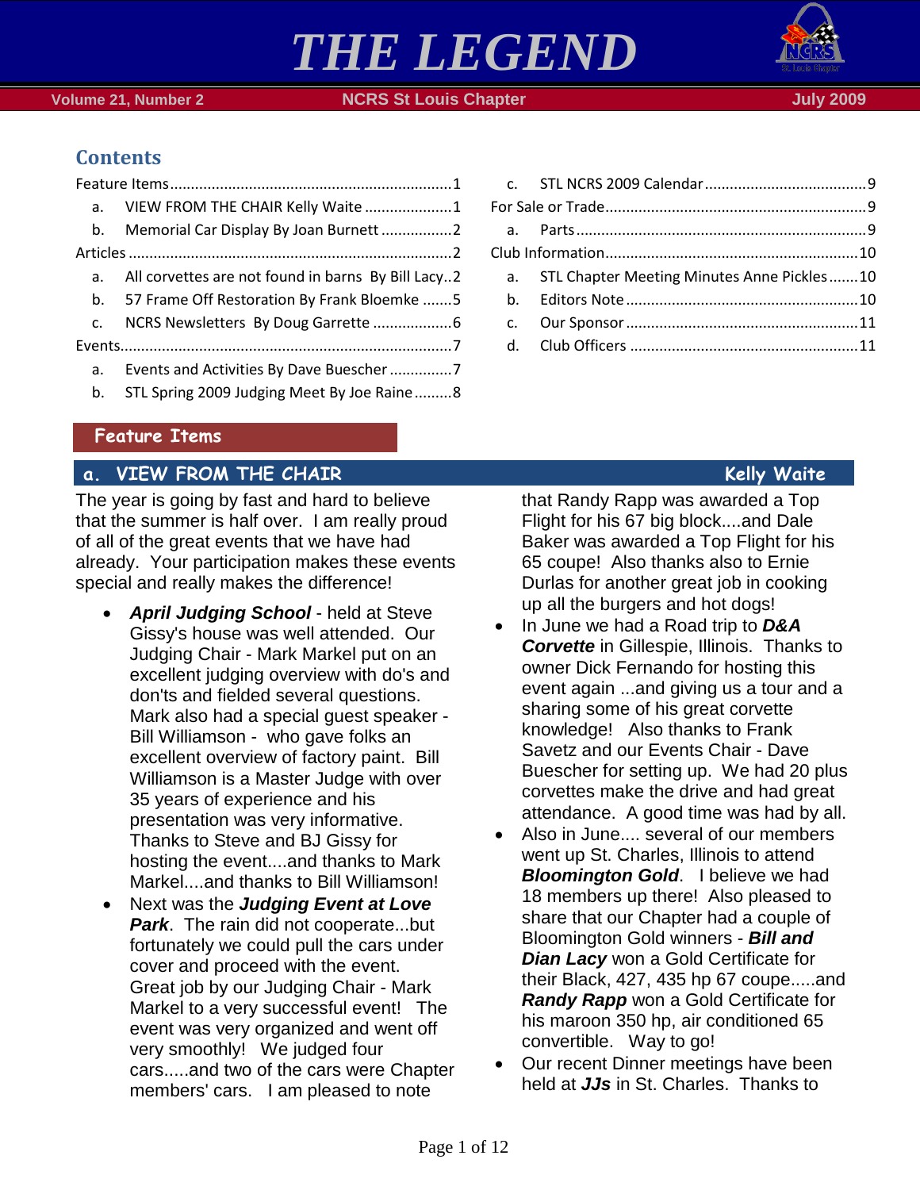# THE LEGEND

Volume 21, Number 2 — NCRS St Louis Chapter — July 2009

## Contents

Feature Items ........ 1
- a. VIEW FROM THE CHAIR Kelly Waite ........ 1
- b. Memorial Car Display By Joan Burnett ........ 2

Articles ........ 2
- a. All corvettes are not found in barns By Bill Lacy ........ 2
- b. 57 Frame Off Restoration By Frank Bloemke ........ 5
- c. NCRS Newsletters By Doug Garrette ........ 6

Events ........ 7
- a. Events and Activities By Dave Buescher ........ 7
- b. STL Spring 2009 Judging Meet By Joe Raine ........ 8
- c. STL NCRS 2009 Calendar ........ 9

For Sale or Trade ........ 9
- a. Parts ........ 9

Club Information ........ 10
- a. STL Chapter Meeting Minutes Anne Pickles ........ 10
- b. Editors Note ........ 10
- c. Our Sponsor ........ 11
- d. Club Officers ........ 11

## Feature Items

### a. VIEW FROM THE CHAIR — Kelly Waite

The year is going by fast and hard to believe that the summer is half over. I am really proud of all of the great events that we have had already. Your participation makes these events special and really makes the difference!

- ***April Judging School*** - held at Steve Gissy's house was well attended. Our Judging Chair - Mark Markel put on an excellent judging overview with do's and don'ts and fielded several questions. Mark also had a special guest speaker - Bill Williamson - who gave folks an excellent overview of factory paint. Bill Williamson is a Master Judge with over 35 years of experience and his presentation was very informative. Thanks to Steve and BJ Gissy for hosting the event....and thanks to Mark Markel....and thanks to Bill Williamson!
- Next was the ***Judging Event at Love Park***. The rain did not cooperate...but fortunately we could pull the cars under cover and proceed with the event. Great job by our Judging Chair - Mark Markel to a very successful event! The event was very organized and went off very smoothly! We judged four cars.....and two of the cars were Chapter members' cars. I am pleased to note that Randy Rapp was awarded a Top Flight for his 67 big block....and Dale Baker was awarded a Top Flight for his 65 coupe! Also thanks also to Ernie Durlas for another great job in cooking up all the burgers and hot dogs!
- In June we had a Road trip to ***D&A Corvette*** in Gillespie, Illinois. Thanks to owner Dick Fernando for hosting this event again ...and giving us a tour and a sharing some of his great corvette knowledge! Also thanks to Frank Savetz and our Events Chair - Dave Buescher for setting up. We had 20 plus corvettes make the drive and had great attendance. A good time was had by all.
- Also in June.... several of our members went up St. Charles, Illinois to attend ***Bloomington Gold***. I believe we had 18 members up there! Also pleased to share that our Chapter had a couple of Bloomington Gold winners - ***Bill and Dian Lacy*** won a Gold Certificate for their Black, 427, 435 hp 67 coupe.....and ***Randy Rapp*** won a Gold Certificate for his maroon 350 hp, air conditioned 65 convertible. Way to go!
- Our recent Dinner meetings have been held at ***JJs*** in St. Charles. Thanks to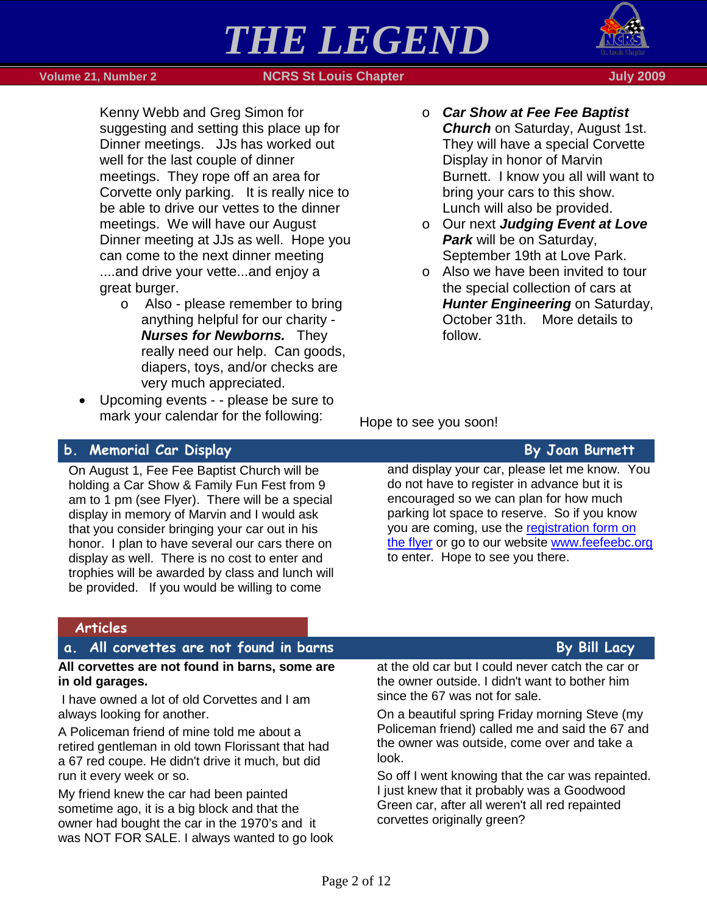Kenny Webb and Greg Simon for suggesting and setting this place up for Dinner meetings. JJs has worked out well for the last couple of dinner meetings. They rope off an area for Corvette only parking. It is really nice to be able to drive our vettes to the dinner meetings. We will have our August Dinner meeting at JJs as well. Hope you can come to the next dinner meeting ....and drive your vette...and enjoy a great burger.

- Also - please remember to bring anything helpful for our charity - ***Nurses for Newborns.*** They really need our help. Can goods, diapers, toys, and/or checks are very much appreciated.

- Upcoming events - - please be sure to mark your calendar for the following:
  - ***Car Show at Fee Fee Baptist Church*** on Saturday, August 1st. They will have a special Corvette Display in honor of Marvin Burnett. I know you all will want to bring your cars to this show. Lunch will also be provided.
  - Our next ***Judging Event at Love Park*** will be on Saturday, September 19th at Love Park.
  - Also we have been invited to tour the special collection of cars at ***Hunter Engineering*** on Saturday, October 31th. More details to follow.

Hope to see you soon!

## b. Memorial Car Display

**By Joan Burnett**

On August 1, Fee Fee Baptist Church will be holding a Car Show & Family Fun Fest from 9 am to 1 pm (see Flyer). There will be a special display in memory of Marvin and I would ask that you consider bringing your car out in his honor. I plan to have several our cars there on display as well. There is no cost to enter and trophies will be awarded by class and lunch will be provided. If you would be willing to come and display your car, please let me know. You do not have to register in advance but it is encouraged so we can plan for how much parking lot space to reserve. So if you know you are coming, use the registration form on the flyer or go to our website www.feefeebc.org to enter. Hope to see you there.

# Articles

## a. All corvettes are not found in barns

**By Bill Lacy**

**All corvettes are not found in barns, some are in old garages.**

I have owned a lot of old Corvettes and I am always looking for another.

A Policeman friend of mine told me about a retired gentleman in old town Florissant that had a 67 red coupe. He didn't drive it much, but did run it every week or so.

My friend knew the car had been painted sometime ago, it is a big block and that the owner had bought the car in the 1970's and it was NOT FOR SALE. I always wanted to go look at the old car but I could never catch the car or the owner outside. I didn't want to bother him since the 67 was not for sale.

On a beautiful spring Friday morning Steve (my Policeman friend) called me and said the 67 and the owner was outside, come over and take a look.

So off I went knowing that the car was repainted. I just knew that it probably was a Goodwood Green car, after all weren't all red repainted corvettes originally green?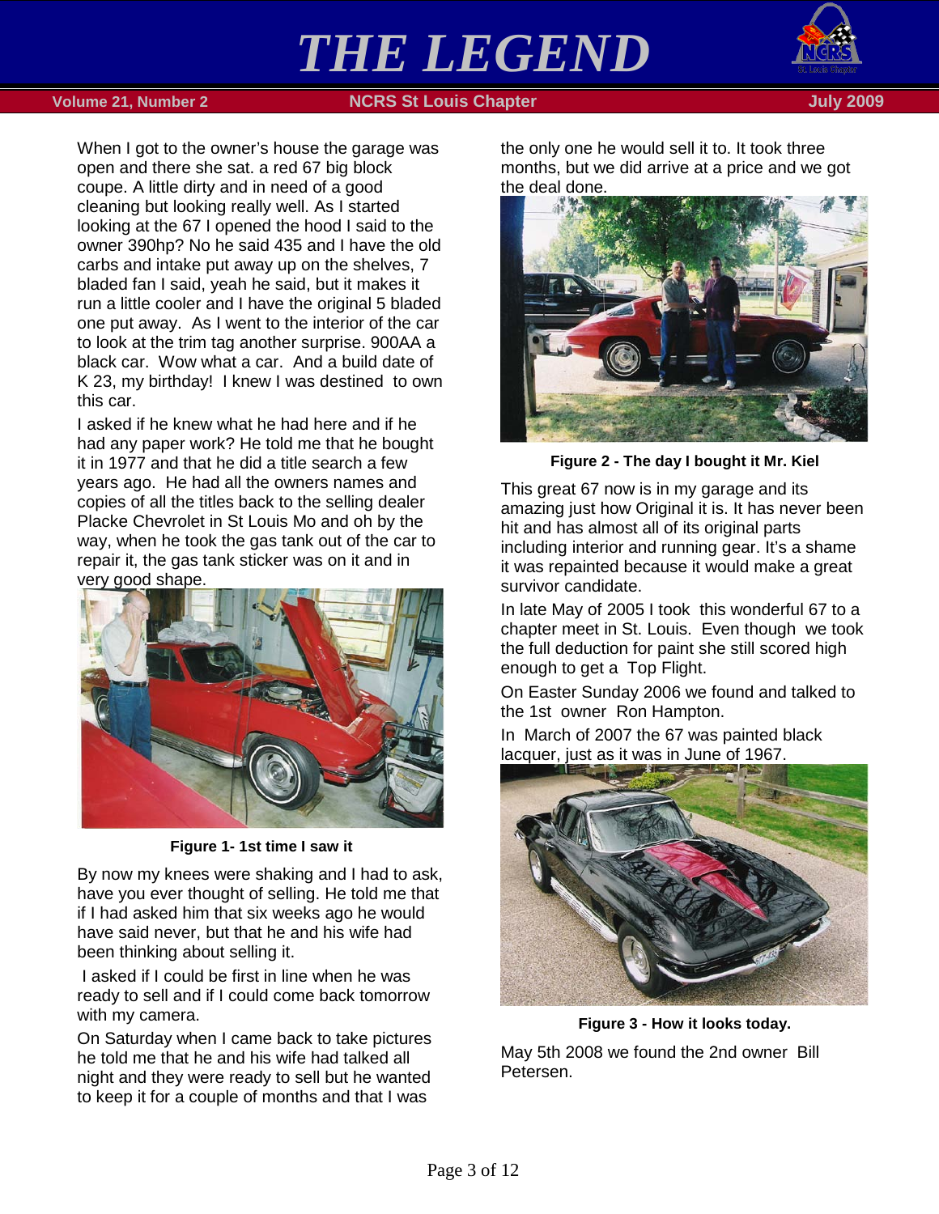When I got to the owner's house the garage was open and there she sat. a red 67 big block coupe. A little dirty and in need of a good cleaning but looking really well. As I started looking at the 67 I opened the hood I said to the owner 390hp? No he said 435 and I have the old carbs and intake put away up on the shelves, 7 bladed fan I said, yeah he said, but it makes it run a little cooler and I have the original 5 bladed one put away. As I went to the interior of the car to look at the trim tag another surprise. 900AA a black car. Wow what a car. And a build date of K 23, my birthday! I knew I was destined to own this car.

I asked if he knew what he had here and if he had any paper work? He told me that he bought it in 1977 and that he did a title search a few years ago. He had all the owners names and copies of all the titles back to the selling dealer Placke Chevrolet in St Louis Mo and oh by the way, when he took the gas tank out of the car to repair it, the gas tank sticker was on it and in very good shape.

**Figure 1- 1st time I saw it**

By now my knees were shaking and I had to ask, have you ever thought of selling. He told me that if I had asked him that six weeks ago he would have said never, but that he and his wife had been thinking about selling it.

I asked if I could be first in line when he was ready to sell and if I could come back tomorrow with my camera.

On Saturday when I came back to take pictures he told me that he and his wife had talked all night and they were ready to sell but he wanted to keep it for a couple of months and that I was the only one he would sell it to. It took three months, but we did arrive at a price and we got the deal done.

**Figure 2 - The day I bought it Mr. Kiel**

This great 67 now is in my garage and its amazing just how Original it is. It has never been hit and has almost all of its original parts including interior and running gear. It's a shame it was repainted because it would make a great survivor candidate.

In late May of 2005 I took this wonderful 67 to a chapter meet in St. Louis. Even though we took the full deduction for paint she still scored high enough to get a Top Flight.

On Easter Sunday 2006 we found and talked to the 1st owner Ron Hampton.

In March of 2007 the 67 was painted black lacquer, just as it was in June of 1967.

**Figure 3 - How it looks today.**

May 5th 2008 we found the 2nd owner Bill Petersen.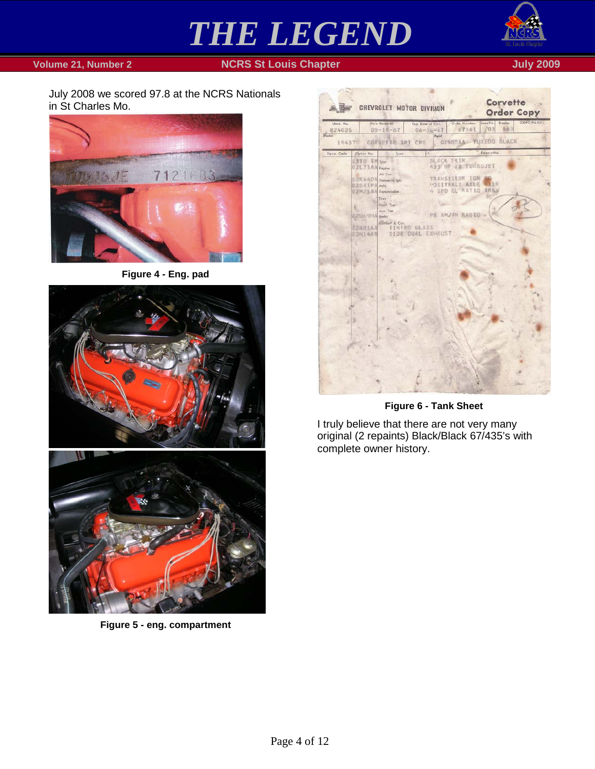July 2008 we scored 97.8 at the NCRS Nationals in St Charles Mo.

**Figure 4 - Eng. pad**

**Figure 5 - eng. compartment**

**Figure 6 - Tank Sheet**

I truly believe that there are not very many original (2 repaints) Black/Black 67/435's with complete owner history.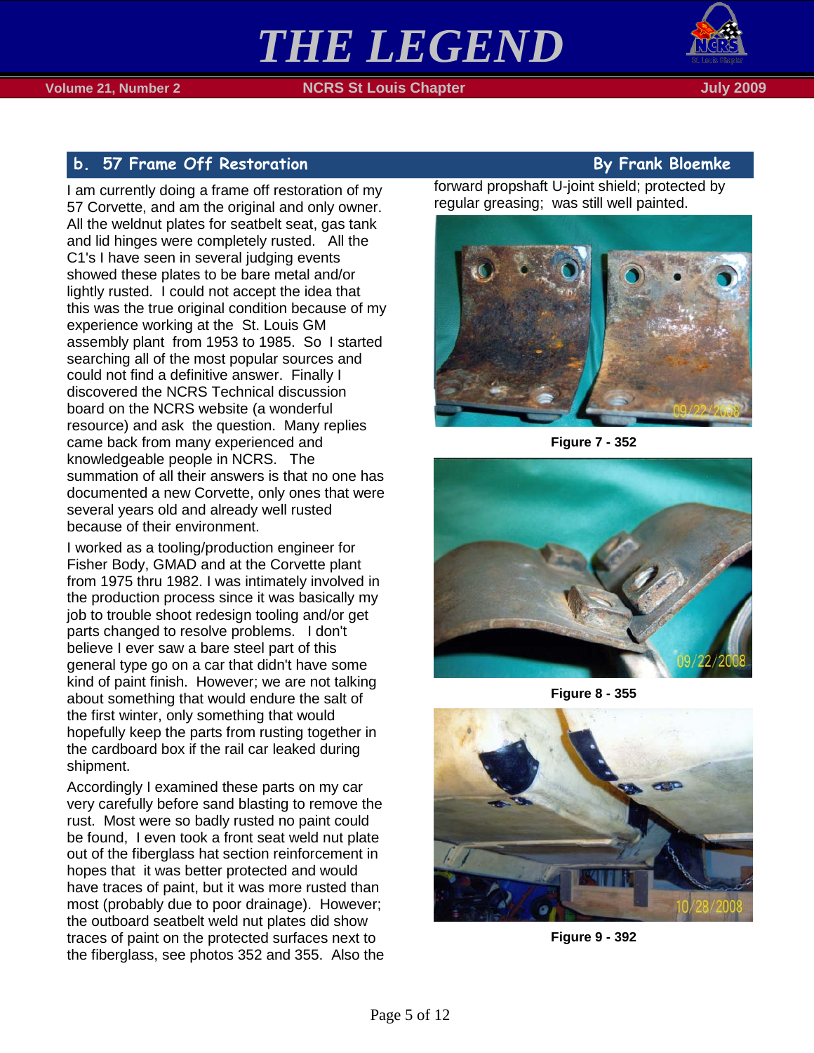## b. 57 Frame Off Restoration

**By Frank Bloemke**

I am currently doing a frame off restoration of my 57 Corvette, and am the original and only owner. All the weldnut plates for seatbelt seat, gas tank and lid hinges were completely rusted. All the C1's I have seen in several judging events showed these plates to be bare metal and/or lightly rusted. I could not accept the idea that this was the true original condition because of my experience working at the St. Louis GM assembly plant from 1953 to 1985. So I started searching all of the most popular sources and could not find a definitive answer. Finally I discovered the NCRS Technical discussion board on the NCRS website (a wonderful resource) and ask the question. Many replies came back from many experienced and knowledgeable people in NCRS. The summation of all their answers is that no one has documented a new Corvette, only ones that were several years old and already well rusted because of their environment.

I worked as a tooling/production engineer for Fisher Body, GMAD and at the Corvette plant from 1975 thru 1982. I was intimately involved in the production process since it was basically my job to trouble shoot redesign tooling and/or get parts changed to resolve problems. I don't believe I ever saw a bare steel part of this general type go on a car that didn't have some kind of paint finish. However; we are not talking about something that would endure the salt of the first winter, only something that would hopefully keep the parts from rusting together in the cardboard box if the rail car leaked during shipment.

Accordingly I examined these parts on my car very carefully before sand blasting to remove the rust. Most were so badly rusted no paint could be found, I even took a front seat weld nut plate out of the fiberglass hat section reinforcement in hopes that it was better protected and would have traces of paint, but it was more rusted than most (probably due to poor drainage). However; the outboard seatbelt weld nut plates did show traces of paint on the protected surfaces next to the fiberglass, see photos 352 and 355. Also the forward propshaft U-joint shield; protected by regular greasing; was still well painted.

**Figure 7 - 352**

**Figure 8 - 355**

**Figure 9 - 392**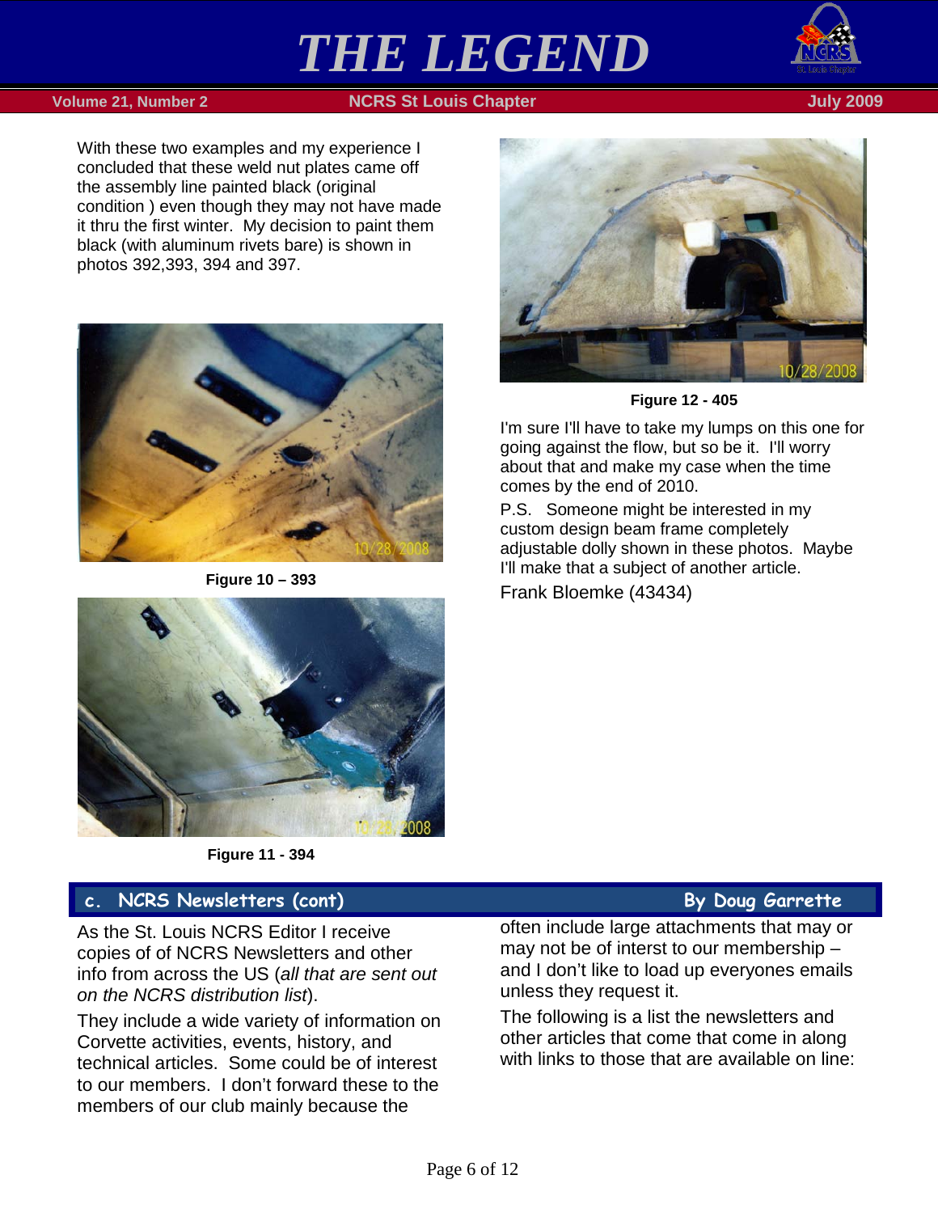With these two examples and my experience I concluded that these weld nut plates came off the assembly line painted black (original condition ) even though they may not have made it thru the first winter. My decision to paint them black (with aluminum rivets bare) is shown in photos 392,393, 394 and 397.

**Figure 10 – 393**

**Figure 11 - 394**

**Figure 12 - 405**

I'm sure I'll have to take my lumps on this one for going against the flow, but so be it. I'll worry about that and make my case when the time comes by the end of 2010.

P.S. Someone might be interested in my custom design beam frame completely adjustable dolly shown in these photos. Maybe I'll make that a subject of another article.

Frank Bloemke (43434)

## c. NCRS Newsletters (cont) By Doug Garrette

As the St. Louis NCRS Editor I receive copies of of NCRS Newsletters and other info from across the US (*all that are sent out on the NCRS distribution list*).

They include a wide variety of information on Corvette activities, events, history, and technical articles. Some could be of interest to our members. I don't forward these to the members of our club mainly because the often include large attachments that may or may not be of interst to our membership – and I don't like to load up everyones emails unless they request it.

The following is a list the newsletters and other articles that come that come in along with links to those that are available on line: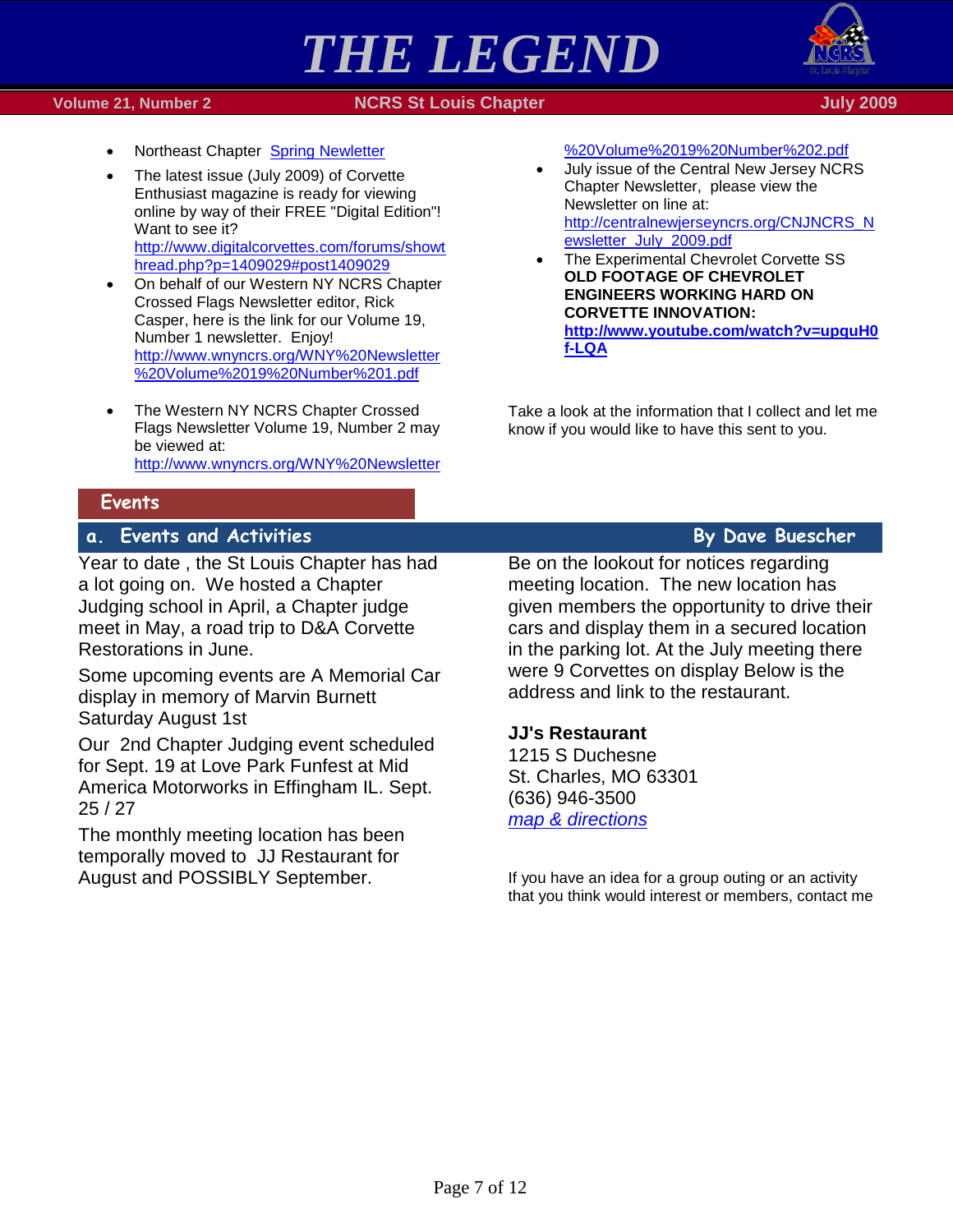- Northeast Chapter Spring Newletter
- The latest issue (July 2009) of Corvette Enthusiast magazine is ready for viewing online by way of their FREE "Digital Edition"! Want to see it? http://www.digitalcorvettes.com/forums/showthread.php?p=1409029#post1409029
- On behalf of our Western NY NCRS Chapter Crossed Flags Newsletter editor, Rick Casper, here is the link for our Volume 19, Number 1 newsletter. Enjoy! http://www.wnyncrs.org/WNY%20Newsletter%20Volume%2019%20Number%201.pdf
- The Western NY NCRS Chapter Crossed Flags Newsletter Volume 19, Number 2 may be viewed at: http://www.wnyncrs.org/WNY%20Newsletter%20Volume%2019%20Number%202.pdf
- July issue of the Central New Jersey NCRS Chapter Newsletter, please view the Newsletter on line at: http://centralnewjerseyncrs.org/CNJNCRS_Newsletter_July_2009.pdf
- The Experimental Chevrolet Corvette SS **OLD FOOTAGE OF CHEVROLET ENGINEERS WORKING HARD ON CORVETTE INNOVATION:** **http://www.youtube.com/watch?v=upquH0f-LQA**

Take a look at the information that I collect and let me know if you would like to have this sent to you.

## Events

### a. Events and Activities

**By Dave Buescher**

Year to date , the St Louis Chapter has had a lot going on. We hosted a Chapter Judging school in April, a Chapter judge meet in May, a road trip to D&A Corvette Restorations in June.

Some upcoming events are A Memorial Car display in memory of Marvin Burnett Saturday August 1st

Our 2nd Chapter Judging event scheduled for Sept. 19 at Love Park Funfest at Mid America Motorworks in Effingham IL. Sept. 25 / 27

The monthly meeting location has been temporally moved to JJ Restaurant for August and POSSIBLY September.

Be on the lookout for notices regarding meeting location. The new location has given members the opportunity to drive their cars and display them in a secured location in the parking lot. At the July meeting there were 9 Corvettes on display Below is the address and link to the restaurant.

**JJ's Restaurant**
1215 S Duchesne
St. Charles, MO 63301
(636) 946-3500
*map & directions*

If you have an idea for a group outing or an activity that you think would interest or members, contact me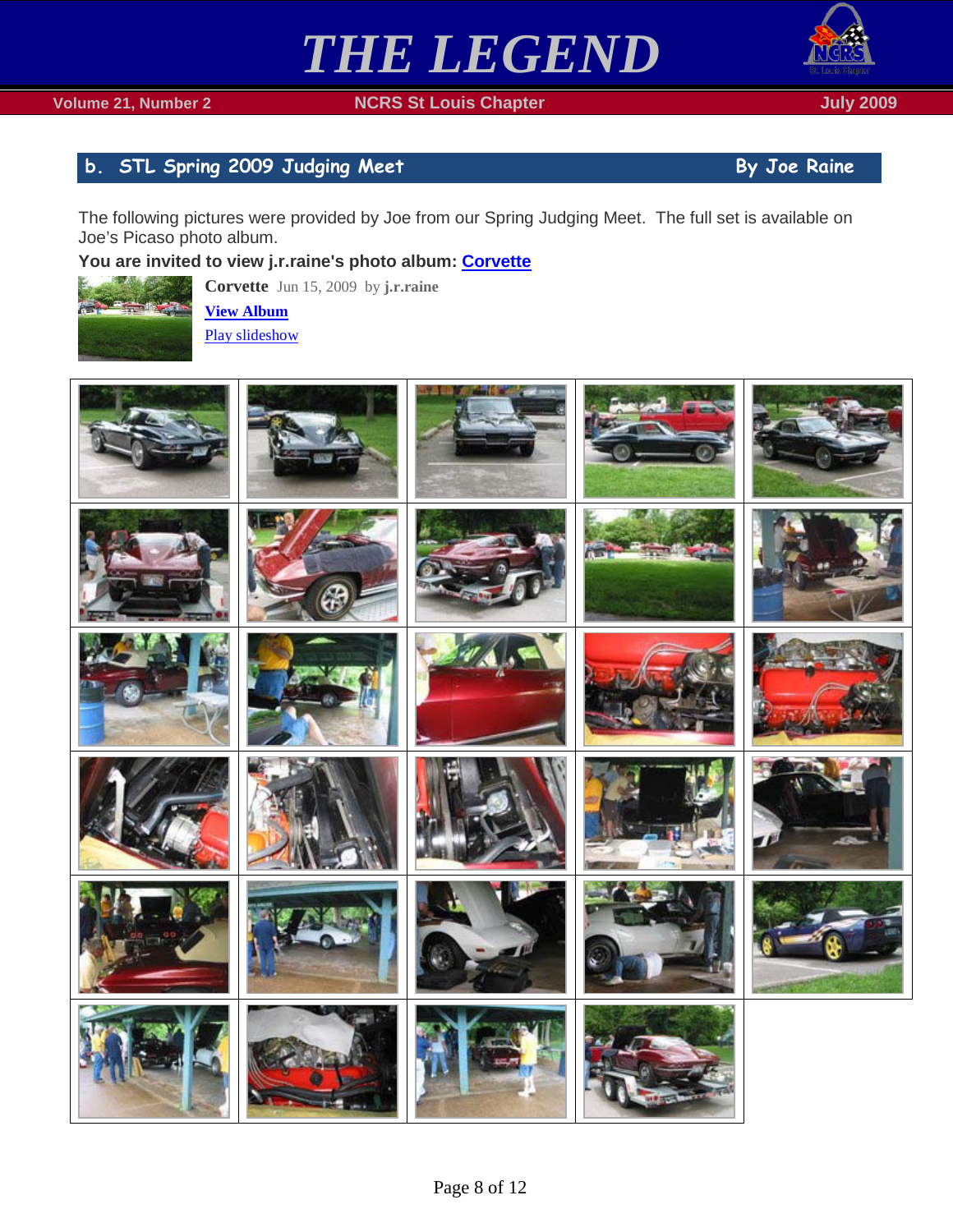## b. STL Spring 2009 Judging Meet

**By Joe Raine**

The following pictures were provided by Joe from our Spring Judging Meet. The full set is available on Joe's Picaso photo album.

**You are invited to view j.r.raine's photo album: Corvette**

**Corvette** Jun 15, 2009 by **j.r.raine**

**View Album**

Play slideshow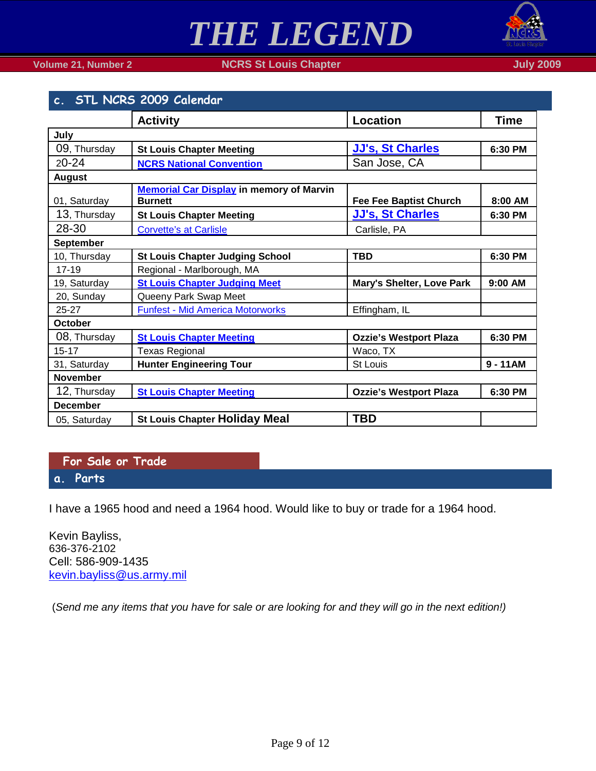## c. STL NCRS 2009 Calendar

| | Activity | Location | Time |
|---|---|---|---|
| **July** | | | |
| 09, Thursday | **St Louis Chapter Meeting** | **JJ's, St Charles** | **6:30 PM** |
| 20-24 | **NCRS National Convention** | San Jose, CA | |
| **August** | | | |
| 01, Saturday | **Memorial Car Display in memory of Marvin Burnett** | **Fee Fee Baptist Church** | **8:00 AM** |
| 13, Thursday | **St Louis Chapter Meeting** | **JJ's, St Charles** | **6:30 PM** |
| 28-30 | Corvette's at Carlisle | Carlisle, PA | |
| **September** | | | |
| 10, Thursday | **St Louis Chapter Judging School** | **TBD** | **6:30 PM** |
| 17-19 | Regional - Marlborough, MA | | |
| 19, Saturday | **St Louis Chapter Judging Meet** | **Mary's Shelter, Love Park** | **9:00 AM** |
| 20, Sunday | Queeny Park Swap Meet | | |
| 25-27 | Funfest - Mid America Motorworks | Effingham, IL | |
| **October** | | | |
| 08, Thursday | **St Louis Chapter Meeting** | **Ozzie's Westport Plaza** | **6:30 PM** |
| 15-17 | Texas Regional | Waco, TX | |
| 31, Saturday | **Hunter Engineering Tour** | St Louis | **9 - 11AM** |
| **November** | | | |
| 12, Thursday | **St Louis Chapter Meeting** | **Ozzie's Westport Plaza** | **6:30 PM** |
| **December** | | | |
| 05, Saturday | **St Louis Chapter Holiday Meal** | **TBD** | |

## For Sale or Trade

### a. Parts

I have a 1965 hood and need a 1964 hood. Would like to buy or trade for a 1964 hood.

Kevin Bayliss,
636-376-2102
Cell: 586-909-1435
kevin.bayliss@us.army.mil

(*Send me any items that you have for sale or are looking for and they will go in the next edition!)*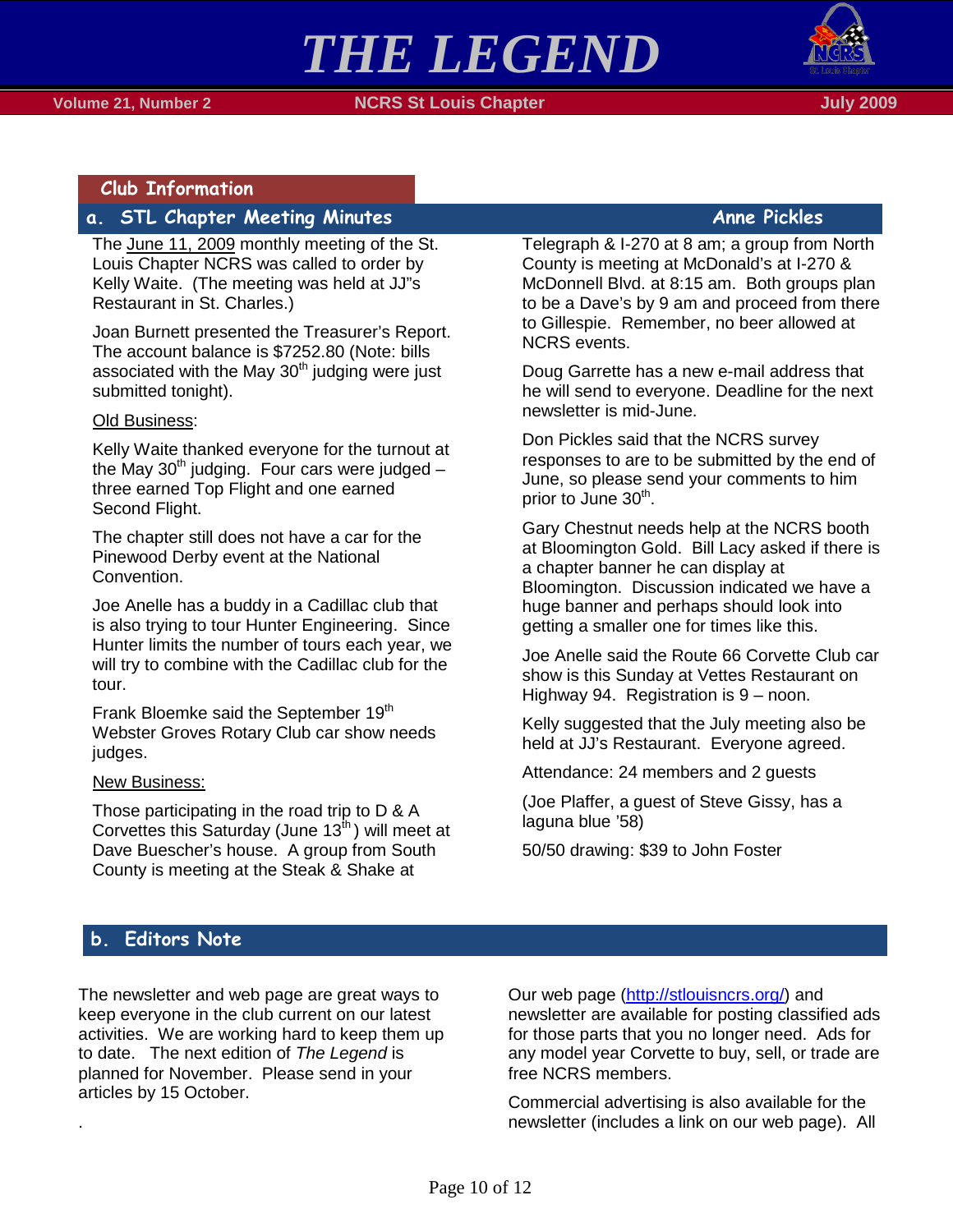# THE LEGEND

## Club Information

### a. STL Chapter Meeting Minutes

Anne Pickles

The June 11, 2009 monthly meeting of the St. Louis Chapter NCRS was called to order by Kelly Waite. (The meeting was held at JJ"s Restaurant in St. Charles.)

Joan Burnett presented the Treasurer's Report. The account balance is $7252.80 (Note: bills associated with the May 30th judging were just submitted tonight).

Old Business:

Kelly Waite thanked everyone for the turnout at the May 30th judging. Four cars were judged – three earned Top Flight and one earned Second Flight.

The chapter still does not have a car for the Pinewood Derby event at the National Convention.

Joe Anelle has a buddy in a Cadillac club that is also trying to tour Hunter Engineering. Since Hunter limits the number of tours each year, we will try to combine with the Cadillac club for the tour.

Frank Bloemke said the September 19th Webster Groves Rotary Club car show needs judges.

New Business:

Those participating in the road trip to D & A Corvettes this Saturday (June 13th) will meet at Dave Buescher's house. A group from South County is meeting at the Steak & Shake at Telegraph & I-270 at 8 am; a group from North County is meeting at McDonald's at I-270 & McDonnell Blvd. at 8:15 am. Both groups plan to be a Dave's by 9 am and proceed from there to Gillespie. Remember, no beer allowed at NCRS events.

Doug Garrette has a new e-mail address that he will send to everyone. Deadline for the next newsletter is mid-June.

Don Pickles said that the NCRS survey responses to are to be submitted by the end of June, so please send your comments to him prior to June 30th.

Gary Chestnut needs help at the NCRS booth at Bloomington Gold. Bill Lacy asked if there is a chapter banner he can display at Bloomington. Discussion indicated we have a huge banner and perhaps should look into getting a smaller one for times like this.

Joe Anelle said the Route 66 Corvette Club car show is this Sunday at Vettes Restaurant on Highway 94. Registration is 9 – noon.

Kelly suggested that the July meeting also be held at JJ's Restaurant. Everyone agreed.

Attendance: 24 members and 2 guests

(Joe Plaffer, a guest of Steve Gissy, has a laguna blue '58)

50/50 drawing: $39 to John Foster

### b. Editors Note

The newsletter and web page are great ways to keep everyone in the club current on our latest activities. We are working hard to keep them up to date. The next edition of *The Legend* is planned for November. Please send in your articles by 15 October.

.

Our web page (http://stlouisncrs.org/) and newsletter are available for posting classified ads for those parts that you no longer need. Ads for any model year Corvette to buy, sell, or trade are free NCRS members.

Commercial advertising is also available for the newsletter (includes a link on our web page). All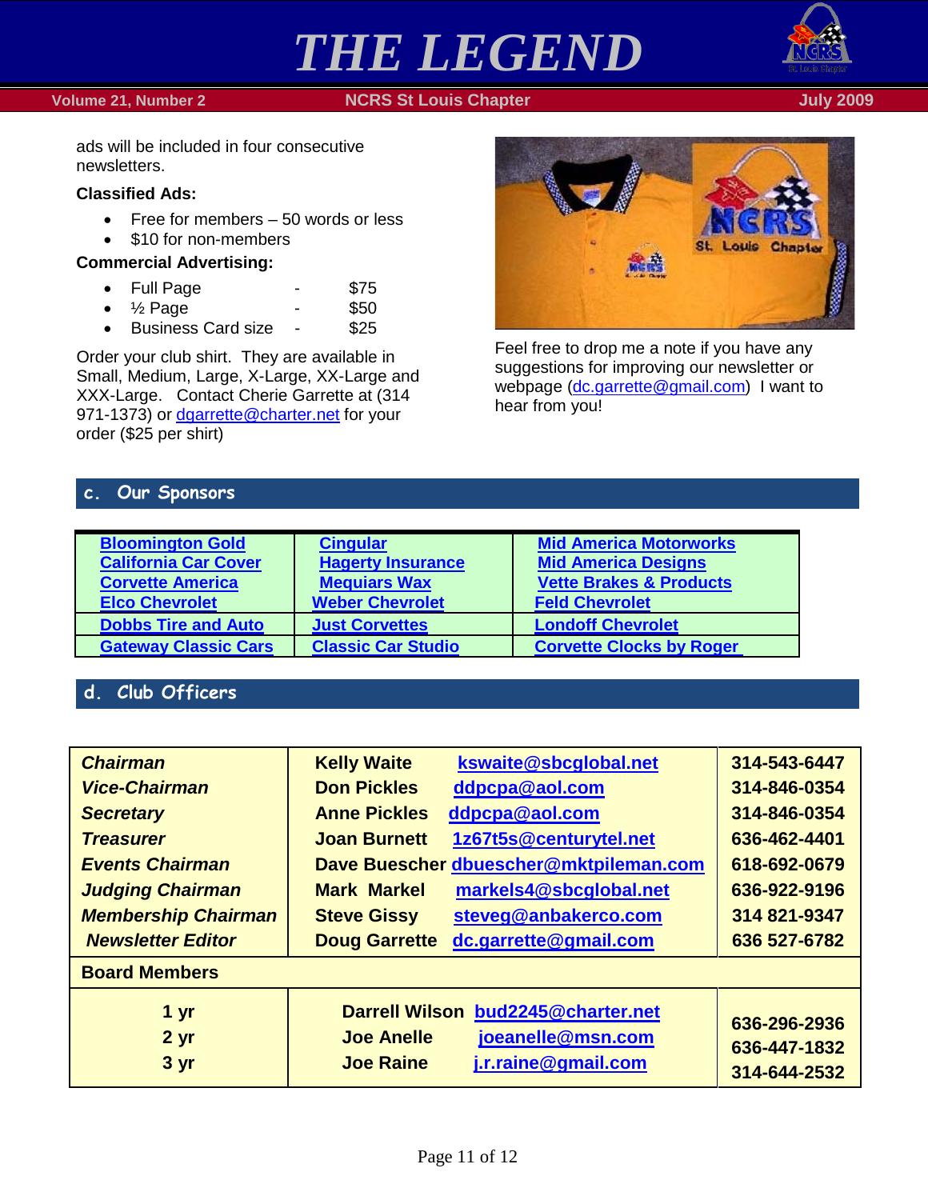ads will be included in four consecutive newsletters.

**Classified Ads:**

- Free for members – 50 words or less
- $10 for non-members

**Commercial Advertising:**

- Full Page - $75
- ½ Page - $50
- Business Card size - $25

Order your club shirt. They are available in Small, Medium, Large, X-Large, XX-Large and XXX-Large. Contact Cherie Garrette at (314 971-1373) or dgarrette@charter.net for your order ($25 per shirt)

Feel free to drop me a note if you have any suggestions for improving our newsletter or webpage (dc.garrette@gmail.com) I want to hear from you!

## c. Our Sponsors

| | | |
|---|---|---|
| Bloomington Gold<br>California Car Cover<br>Corvette America<br>Elco Chevrolet | Cingular<br>Hagerty Insurance<br>Mequiars Wax<br>Weber Chevrolet | Mid America Motorworks<br>Mid America Designs<br>Vette Brakes & Products<br>Feld Chevrolet |
| Dobbs Tire and Auto | Just Corvettes | Londoff Chevrolet |
| Gateway Classic Cars | Classic Car Studio | Corvette Clocks by Roger |

## d. Club Officers

| | | | |
|---|---|---|---|
| *Chairman* | Kelly Waite | kswaite@sbcglobal.net | 314-543-6447 |
| *Vice-Chairman* | Don Pickles | ddpcpa@aol.com | 314-846-0354 |
| *Secretary* | Anne Pickles | ddpcpa@aol.com | 314-846-0354 |
| *Treasurer* | Joan Burnett | 1z67t5s@centurytel.net | 636-462-4401 |
| *Events Chairman* | Dave Buescher | dbuescher@mktpileman.com | 618-692-0679 |
| *Judging Chairman* | Mark Markel | markels4@sbcglobal.net | 636-922-9196 |
| *Membership Chairman* | Steve Gissy | steveg@anbakerco.com | 314 821-9347 |
| *Newsletter Editor* | Doug Garrette | dc.garrette@gmail.com | 636 527-6782 |
| **Board Members** | | | |
| 1 yr | Darrell Wilson | bud2245@charter.net | 636-296-2936 |
| 2 yr | Joe Anelle | joeanelle@msn.com | 636-447-1832 |
| 3 yr | Joe Raine | j.r.raine@gmail.com | 314-644-2532 |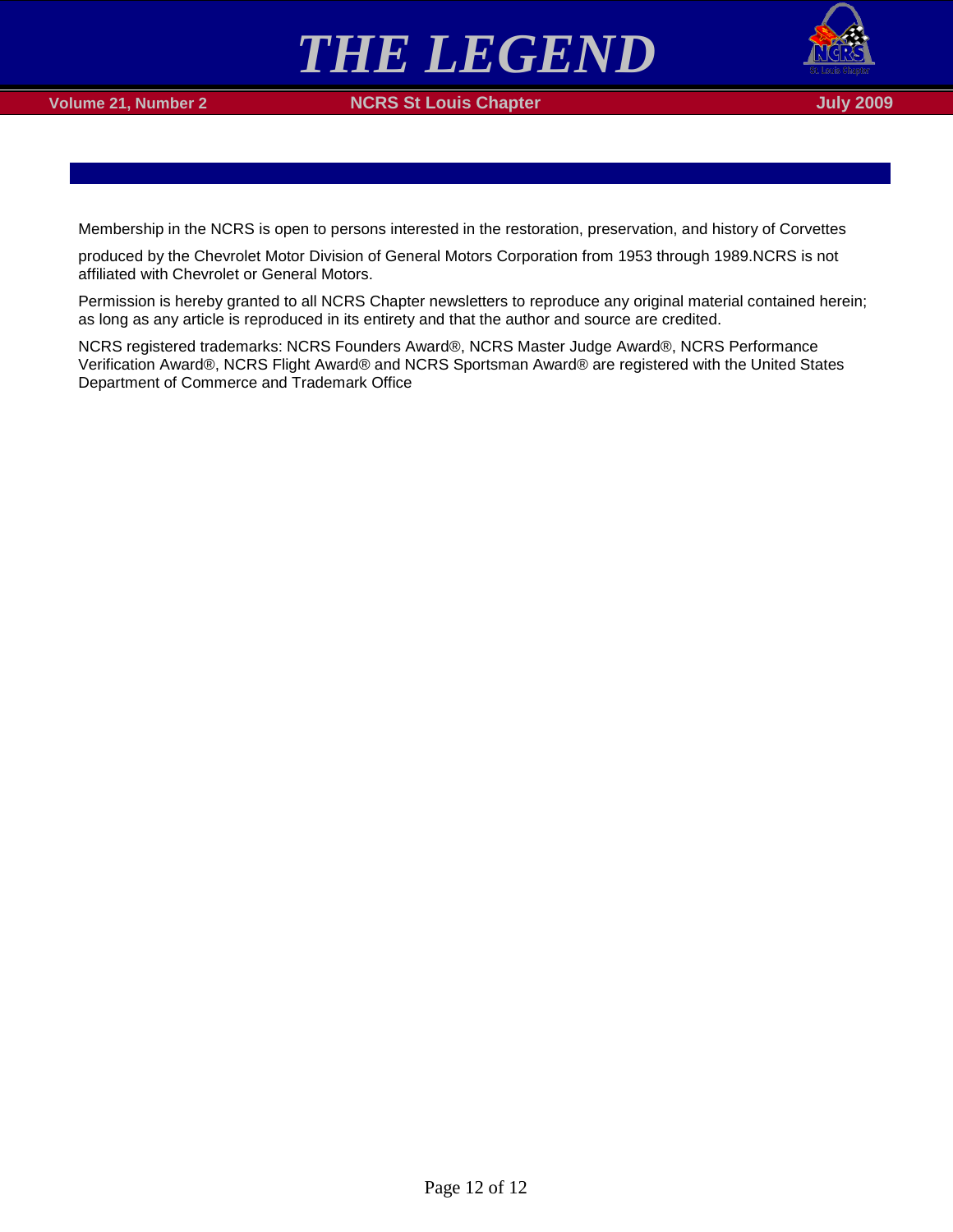Membership in the NCRS is open to persons interested in the restoration, preservation, and history of Corvettes

produced by the Chevrolet Motor Division of General Motors Corporation from 1953 through 1989.NCRS is not affiliated with Chevrolet or General Motors.

Permission is hereby granted to all NCRS Chapter newsletters to reproduce any original material contained herein; as long as any article is reproduced in its entirety and that the author and source are credited.

NCRS registered trademarks: NCRS Founders Award®, NCRS Master Judge Award®, NCRS Performance Verification Award®, NCRS Flight Award® and NCRS Sportsman Award® are registered with the United States Department of Commerce and Trademark Office